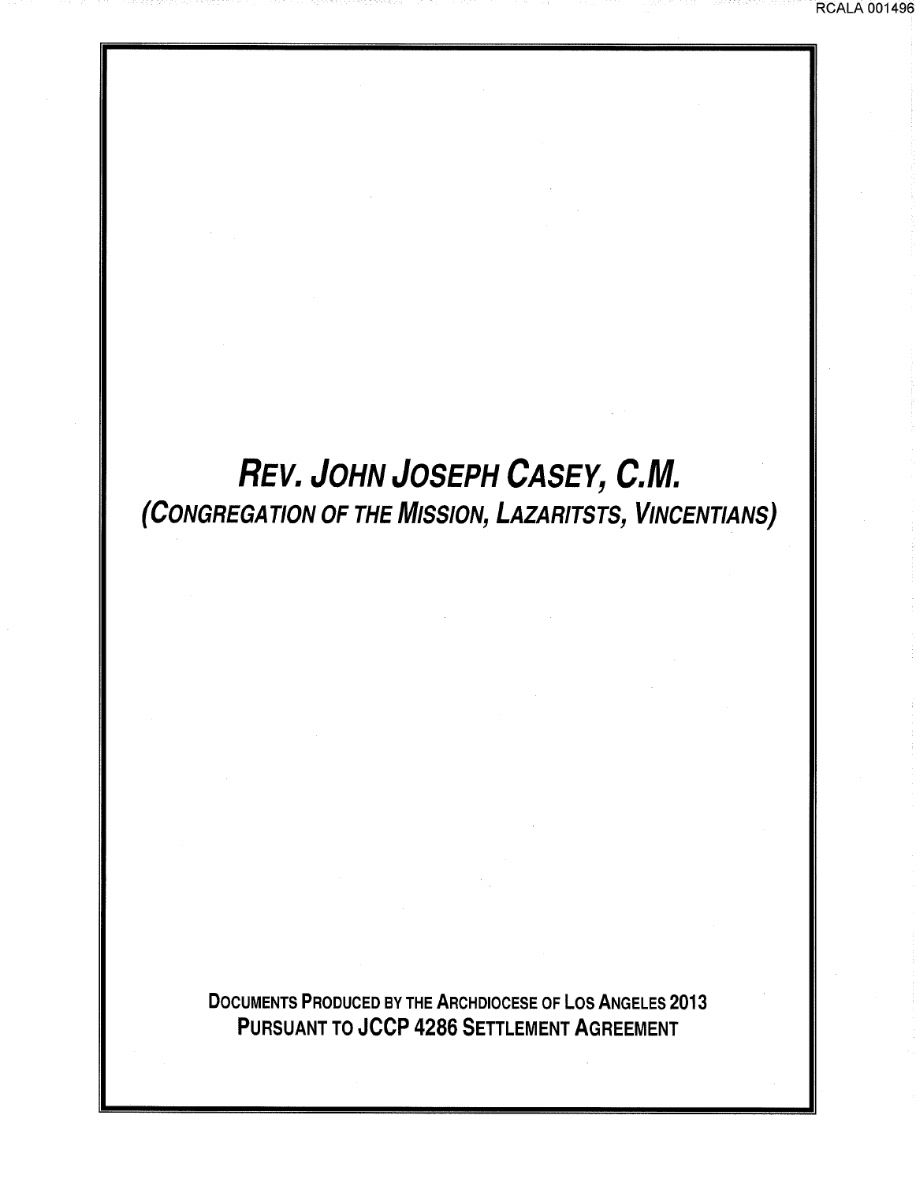# *Rev. John Joseph Casey, C.M.*

## *(Congregation of the Mission, Lazaritsts, Vincentians)*

**Documents Produced by the Archdiocese of Los Angeles 2013**
**Pursuant to JCCP 4286 Settlement Agreement**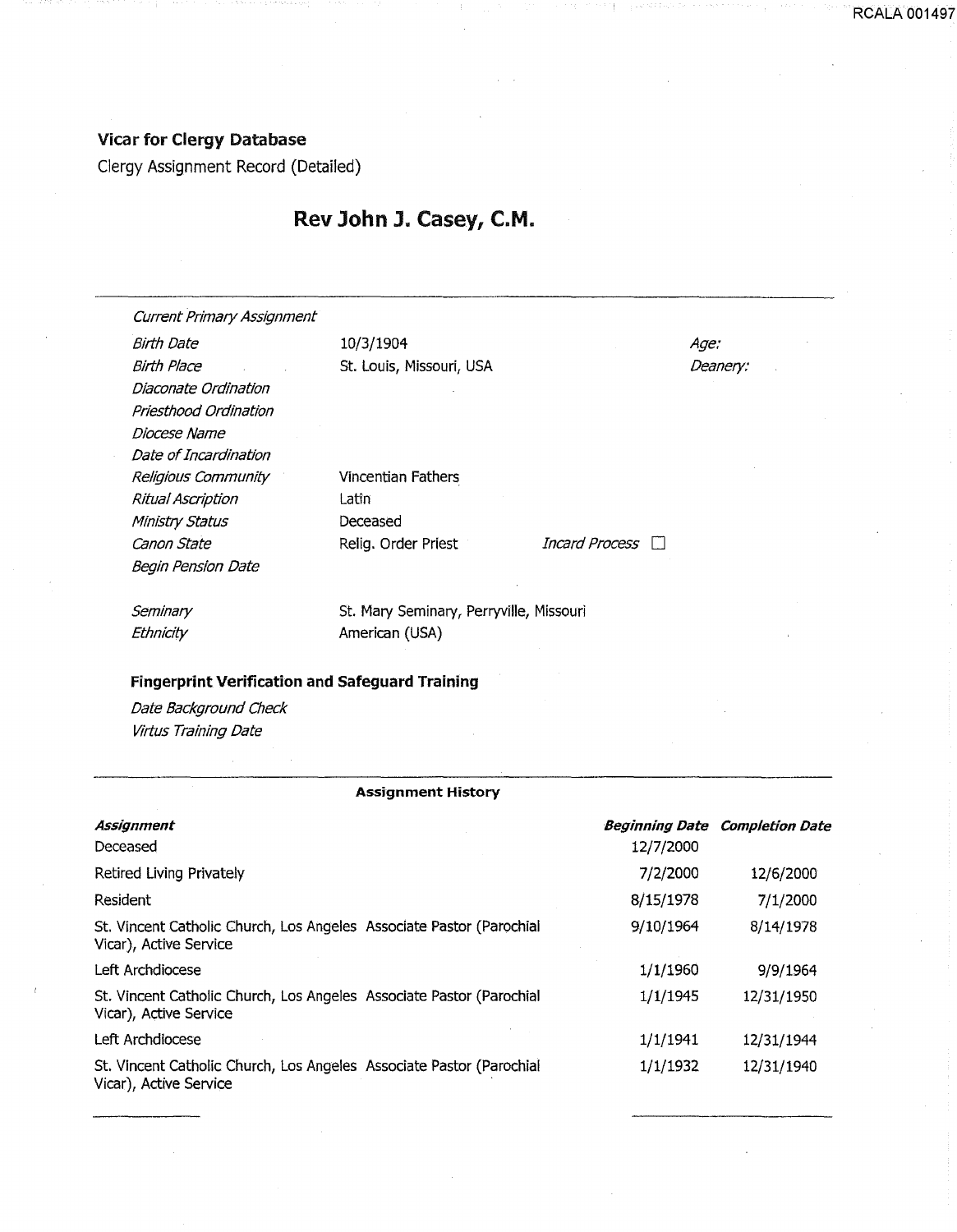## Vicar for Clergy Database

Clergy Assignment Record (Detailed)

# Rev John J. Casey, C.M.

*Current Primary Assignment*

| | | | |
|---|---|---|---|
| *Birth Date* | 10/3/1904 | | *Age:* |
| *Birth Place* | St. Louis, Missouri, USA | | *Deanery:* |
| *Diaconate Ordination* | | | |
| *Priesthood Ordination* | | | |
| *Diocese Name* | | | |
| *Date of Incardination* | | | |
| *Religious Community* | Vincentian Fathers | | |
| *Ritual Ascription* | Latin | | |
| *Ministry Status* | Deceased | | |
| *Canon State* | Relig. Order Priest | *Incard Process* ☐ | |
| *Begin Pension Date* | | | |

| | |
|---|---|
| *Seminary* | St. Mary Seminary, Perryville, Missouri |
| *Ethnicity* | American (USA) |

**Fingerprint Verification and Safeguard Training**

*Date Background Check*

*Virtus Training Date*

**Assignment History**

| ***Assignment*** | ***Beginning Date*** | ***Completion Date*** |
|---|---|---|
| Deceased | 12/7/2000 | |
| Retired Living Privately | 7/2/2000 | 12/6/2000 |
| Resident | 8/15/1978 | 7/1/2000 |
| St. Vincent Catholic Church, Los Angeles Associate Pastor (Parochial Vicar), Active Service | 9/10/1964 | 8/14/1978 |
| Left Archdiocese | 1/1/1960 | 9/9/1964 |
| St. Vincent Catholic Church, Los Angeles Associate Pastor (Parochial Vicar), Active Service | 1/1/1945 | 12/31/1950 |
| Left Archdiocese | 1/1/1941 | 12/31/1944 |
| St. Vincent Catholic Church, Los Angeles Associate Pastor (Parochial Vicar), Active Service | 1/1/1932 | 12/31/1940 |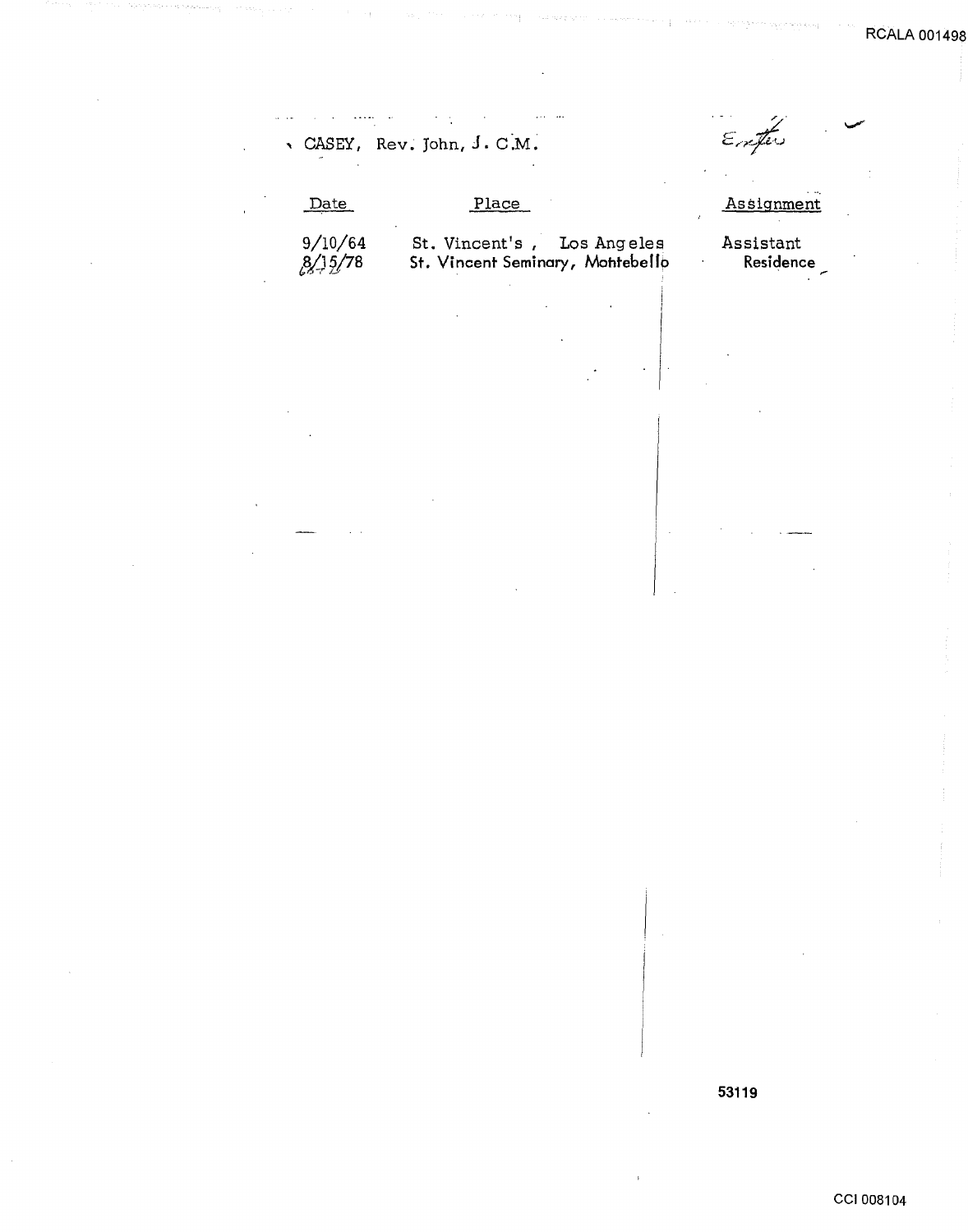CASEY, Rev. John, C.M.

Entered

| Date | Place | Assignment |
| --- | --- | --- |
| 9/10/64 | St. Vincent's, Los Angeles | Assistant |
| 8/15/78 | St. Vincent Seminary, Montebello | Residence |

53119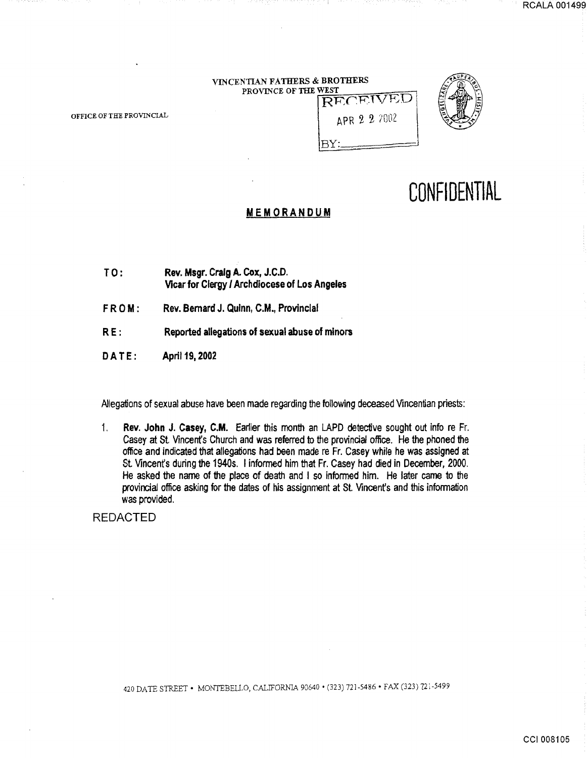VINCENTIAN FATHERS & BROTHERS
PROVINCE OF THE WEST

OFFICE OF THE PROVINCIAL

RECEIVED
APR 2 2 2002
BY:\_\_\_\_\_\_\_\_\_\_

**CONFIDENTIAL**

## MEMORANDUM

**TO:** **Rev. Msgr. Craig A. Cox, J.C.D.**
**Vicar for Clergy / Archdiocese of Los Angeles**

**FROM:** **Rev. Bernard J. Quinn, C.M., Provincial**

**RE:** **Reported allegations of sexual abuse of minors**

**DATE:** **April 19, 2002**

Allegations of sexual abuse have been made regarding the following deceased Vincentian priests:

1. **Rev. John J. Casey, C.M.** Earlier this month an LAPD detective sought out info re Fr. Casey at St. Vincent's Church and was referred to the provincial office. He phoned the office and indicated that allegations had been made re Fr. Casey while he was assigned at St. Vincent's during the 1940s. I informed him that Fr. Casey had died in December, 2000. He asked the name of the place of death and I so informed him. He later came to the provincial office asking for the dates of his assignment at St. Vincent's and this information was provided.

REDACTED

420 DATE STREET • MONTEBELLO, CALIFORNIA 90640 • (323) 721-5486 • FAX (323) 721-5499